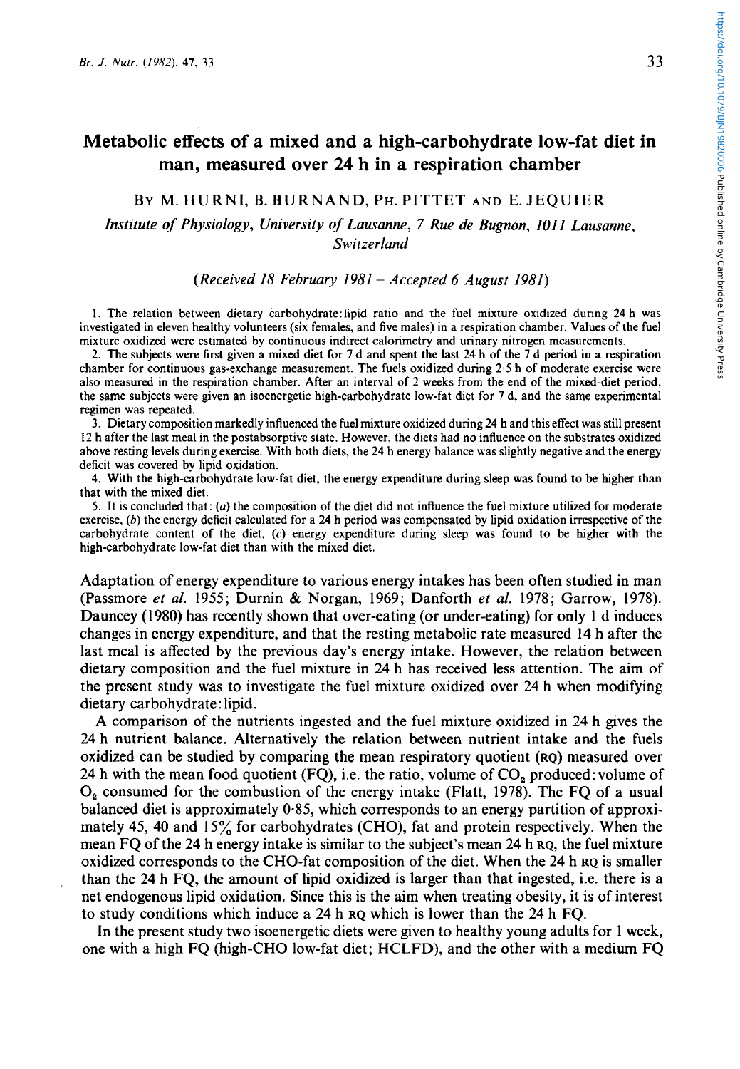# Metabolic effects of a mixed and a high-carbohydrate low-fat diet in man, measured over 24 h in a respiration chamber

BY M. HURNI, B. BURNAND, PH. PITTET AND E. JEQUIER

*Institute of Physiology, University of Lausanne, 7 Rue de Bugnon, 1011 Lausanne, Switzerland*

*(Received 18 February 1981 – Accepted 6 August 1981)*

1. The relation between dietary carbohydrate: lipid ratio and the fuel mixture oxidized during 24 h was investigated in eleven healthy volunteers (six females, and five males) in a respiration chamber. Values of the fuel mixture oxidized were estimated by continuous indirect calorimetry and urinary nitrogen measurements.

2. The subjects were first given a mixed diet for 7 d and spent the last 24 h of the 7 d period in a respiration chamber for continuous gas-exchange measurement. The fuels oxidized during 2·5 h of moderate exercise were also measured in the respiration chamber. After an interval of 2 weeks from the end of the mixed-diet period, the same subjects were given an isoenergetic high-carbohydrate low-fat diet for 7 d, and the same experimental regimen was repeated.

3. Dietary composition markedly influenced the fuel mixture oxidized during 24 h and this effect was still present 12 h after the last meal in the postabsorptive state. However, the diets had no influence on the substrates oxidized above resting levels during exercise. With both diets, the 24 h energy balance was slightly negative and the energy deficit was covered by lipid oxidation.

4. With the high-carbohydrate low-fat diet, the energy expenditure during sleep was found to be higher than that with the mixed diet.

5. It is concluded that: (*a*) the composition of the diet did not influence the fuel mixture utilized for moderate exercise, (*b*) the energy deficit calculated for a 24 h period was compensated by lipid oxidation irrespective of the carbohydrate content of the diet, (*c*) energy expenditure during sleep was found to be higher with the high-carbohydrate low-fat diet than with the mixed diet.

Adaptation of energy expenditure to various energy intakes has been often studied in man (Passmore *et al.* 1955; Durnin & Norgan, 1969; Danforth *et al.* 1978; Garrow, 1978). Dauncey (1980) has recently shown that over-eating (or under-eating) for only 1 d induces changes in energy expenditure, and that the resting metabolic rate measured 14 h after the last meal is affected by the previous day's energy intake. However, the relation between dietary composition and the fuel mixture in 24 h has received less attention. The aim of the present study was to investigate the fuel mixture oxidized over 24 h when modifying dietary carbohydrate: lipid.

A comparison of the nutrients ingested and the fuel mixture oxidized in 24 h gives the 24 h nutrient balance. Alternatively the relation between nutrient intake and the fuels oxidized can be studied by comparing the mean respiratory quotient (RQ) measured over 24 h with the mean food quotient (FQ), i.e. the ratio, volume of $CO_2$ produced: volume of $O_2$ consumed for the combustion of the energy intake (Flatt, 1978). The FQ of a usual balanced diet is approximately 0·85, which corresponds to an energy partition of approximately 45, 40 and 15% for carbohydrates (CHO), fat and protein respectively. When the mean FQ of the 24 h energy intake is similar to the subject's mean 24 h RQ, the fuel mixture oxidized corresponds to the CHO-fat composition of the diet. When the 24 h RQ is smaller than the 24 h FQ, the amount of lipid oxidized is larger than that ingested, i.e. there is a net endogenous lipid oxidation. Since this is the aim when treating obesity, it is of interest to study conditions which induce a 24 h RQ which is lower than the 24 h FQ.

In the present study two isoenergetic diets were given to healthy young adults for 1 week, one with a high FQ (high-CHO low-fat diet; HCLFD), and the other with a medium FQ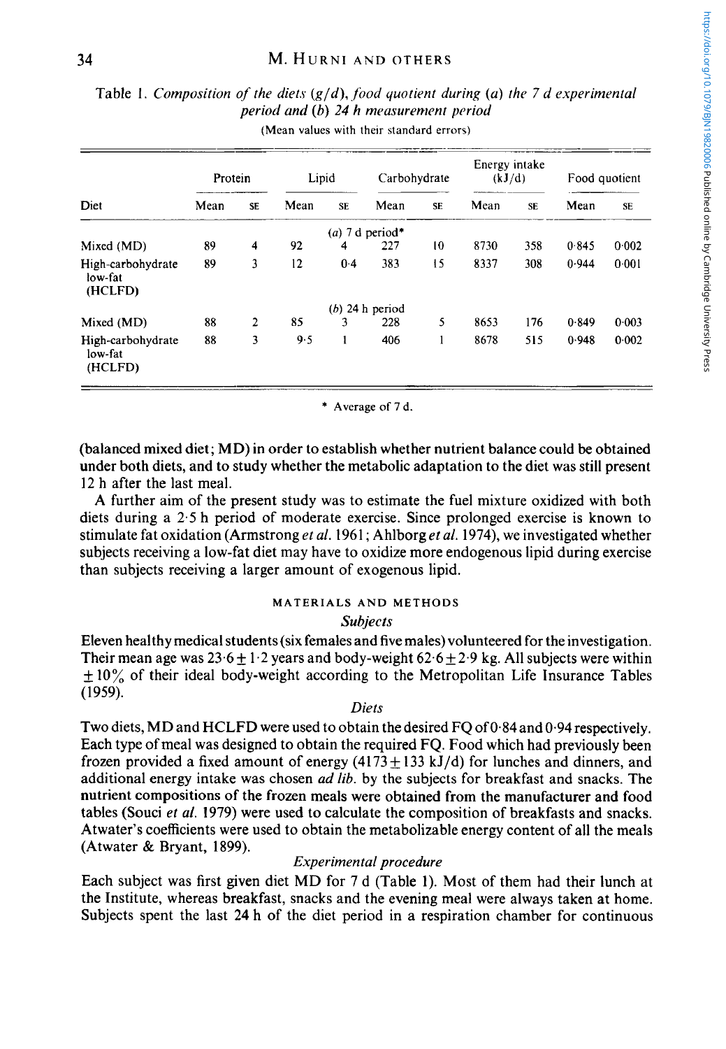Table 1. *Composition of the diets (g/d), food quotient during (a) the 7 d experimental period and (b) 24 h measurement period*

(Mean values with their standard errors)

| Diet | Protein | | Lipid | | Carbohydrate | | Energy intake (kJ/d) | | Food quotient | |
|---|---|---|---|---|---|---|---|---|---|---|
| | Mean | SE | Mean | SE | Mean | SE | Mean | SE | Mean | SE |
| *(a) 7 d period** | | | | | | | | | | |
| Mixed (MD) | 89 | 4 | 92 | 4 | 227 | 10 | 8730 | 358 | 0·845 | 0·002 |
| High-carbohydrate low-fat (HCLFD) | 89 | 3 | 12 | 0·4 | 383 | 15 | 8337 | 308 | 0·944 | 0·001 |
| *(b) 24 h period* | | | | | | | | | | |
| Mixed (MD) | 88 | 2 | 85 | 3 | 228 | 5 | 8653 | 176 | 0·849 | 0·003 |
| High-carbohydrate low-fat (HCLFD) | 88 | 3 | 9·5 | 1 | 406 | 1 | 8678 | 515 | 0·948 | 0·002 |

\* Average of 7 d.

(balanced mixed diet; MD) in order to establish whether nutrient balance could be obtained under both diets, and to study whether the metabolic adaptation to the diet was still present 12 h after the last meal.

A further aim of the present study was to estimate the fuel mixture oxidized with both diets during a 2·5 h period of moderate exercise. Since prolonged exercise is known to stimulate fat oxidation (Armstrong *et al.* 1961; Ahlborg *et al.* 1974), we investigated whether subjects receiving a low-fat diet may have to oxidize more endogenous lipid during exercise than subjects receiving a larger amount of exogenous lipid.

## MATERIALS AND METHODS

### *Subjects*

Eleven healthy medical students (six females and five males) volunteered for the investigation. Their mean age was 23·6 ± 1·2 years and body-weight 62·6 ± 2·9 kg. All subjects were within ± 10% of their ideal body-weight according to the Metropolitan Life Insurance Tables (1959).

### *Diets*

Two diets, MD and HCLFD were used to obtain the desired FQ of 0·84 and 0·94 respectively. Each type of meal was designed to obtain the required FQ. Food which had previously been frozen provided a fixed amount of energy (4173 ± 133 kJ/d) for lunches and dinners, and additional energy intake was chosen *ad lib.* by the subjects for breakfast and snacks. The nutrient compositions of the frozen meals were obtained from the manufacturer and food tables (Souci *et al.* 1979) were used to calculate the composition of breakfasts and snacks. Atwater's coefficients were used to obtain the metabolizable energy content of all the meals (Atwater & Bryant, 1899).

### *Experimental procedure*

Each subject was first given diet MD for 7 d (Table 1). Most of them had their lunch at the Institute, whereas breakfast, snacks and the evening meal were always taken at home. Subjects spent the last 24 h of the diet period in a respiration chamber for continuous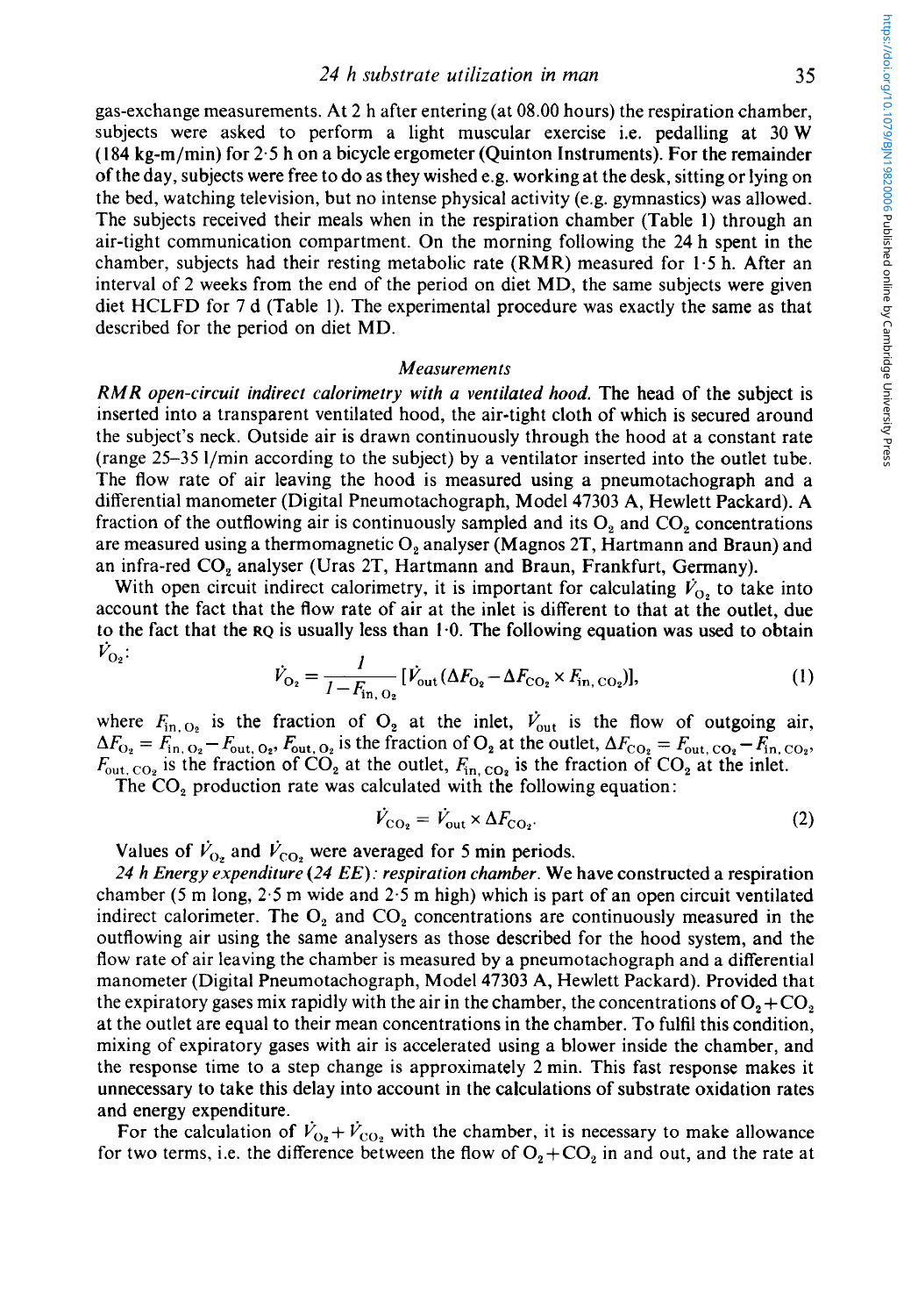gas-exchange measurements. At 2 h after entering (at 08.00 hours) the respiration chamber, subjects were asked to perform a light muscular exercise i.e. pedalling at 30 W (184 kg-m/min) for 2·5 h on a bicycle ergometer (Quinton Instruments). For the remainder of the day, subjects were free to do as they wished e.g. working at the desk, sitting or lying on the bed, watching television, but no intense physical activity (e.g. gymnastics) was allowed. The subjects received their meals when in the respiration chamber (Table 1) through an air-tight communication compartment. On the morning following the 24 h spent in the chamber, subjects had their resting metabolic rate (RMR) measured for 1·5 h. After an interval of 2 weeks from the end of the period on diet MD, the same subjects were given diet HCLFD for 7 d (Table 1). The experimental procedure was exactly the same as that described for the period on diet MD.

### *Measurements*

*RMR open-circuit indirect calorimetry with a ventilated hood.* The head of the subject is inserted into a transparent ventilated hood, the air-tight cloth of which is secured around the subject's neck. Outside air is drawn continuously through the hood at a constant rate (range 25–35 l/min according to the subject) by a ventilator inserted into the outlet tube. The flow rate of air leaving the hood is measured using a pneumotachograph and a differential manometer (Digital Pneumotachograph, Model 47303 A, Hewlett Packard). A fraction of the outflowing air is continuously sampled and its $O_2$ and $CO_2$ concentrations are measured using a thermomagnetic $O_2$ analyser (Magnos 2T, Hartmann and Braun) and an infra-red $CO_2$ analyser (Uras 2T, Hartmann and Braun, Frankfurt, Germany).

With open circuit indirect calorimetry, it is important for calculating $\dot{V}_{O_2}$ to take into account the fact that the flow rate of air at the inlet is different to that at the outlet, due to the fact that the RQ is usually less than 1·0. The following equation was used to obtain $\dot{V}_{O_2}$:

$$\dot{V}_{O_2} = \frac{1}{1 - F_{in, O_2}} [\dot{V}_{out} (\Delta F_{O_2} - \Delta F_{CO_2} \times F_{in, CO_2})], \tag{1}$$

where $F_{in, O_2}$ is the fraction of $O_2$ at the inlet, $\dot{V}_{out}$ is the flow of outgoing air, $\Delta F_{O_2} = F_{in, O_2} - F_{out, O_2}$, $F_{out, O_2}$ is the fraction of $O_2$ at the outlet, $\Delta F_{CO_2} = F_{out, CO_2} - F_{in, CO_2}$, $F_{out, CO_2}$ is the fraction of $CO_2$ at the outlet, $F_{in, CO_2}$ is the fraction of $CO_2$ at the inlet.

The $CO_2$ production rate was calculated with the following equation:

$$\dot{V}_{CO_2} = \dot{V}_{out} \times \Delta F_{CO_2}. \tag{2}$$

Values of $\dot{V}_{O_2}$ and $\dot{V}_{CO_2}$ were averaged for 5 min periods.

*24 h Energy expenditure (24 EE): respiration chamber.* We have constructed a respiration chamber (5 m long, 2·5 m wide and 2·5 m high) which is part of an open circuit ventilated indirect calorimeter. The $O_2$ and $CO_2$ concentrations are continuously measured in the outflowing air using the same analysers as those described for the hood system, and the flow rate of air leaving the chamber is measured by a pneumotachograph and a differential manometer (Digital Pneumotachograph, Model 47303 A, Hewlett Packard). Provided that the expiratory gases mix rapidly with the air in the chamber, the concentrations of $O_2 + CO_2$ at the outlet are equal to their mean concentrations in the chamber. To fulfil this condition, mixing of expiratory gases with air is accelerated using a blower inside the chamber, and the response time to a step change is approximately 2 min. This fast response makes it unnecessary to take this delay into account in the calculations of substrate oxidation rates and energy expenditure.

For the calculation of $\dot{V}_{O_2} + \dot{V}_{CO_2}$ with the chamber, it is necessary to make allowance for two terms, i.e. the difference between the flow of $O_2 + CO_2$ in and out, and the rate at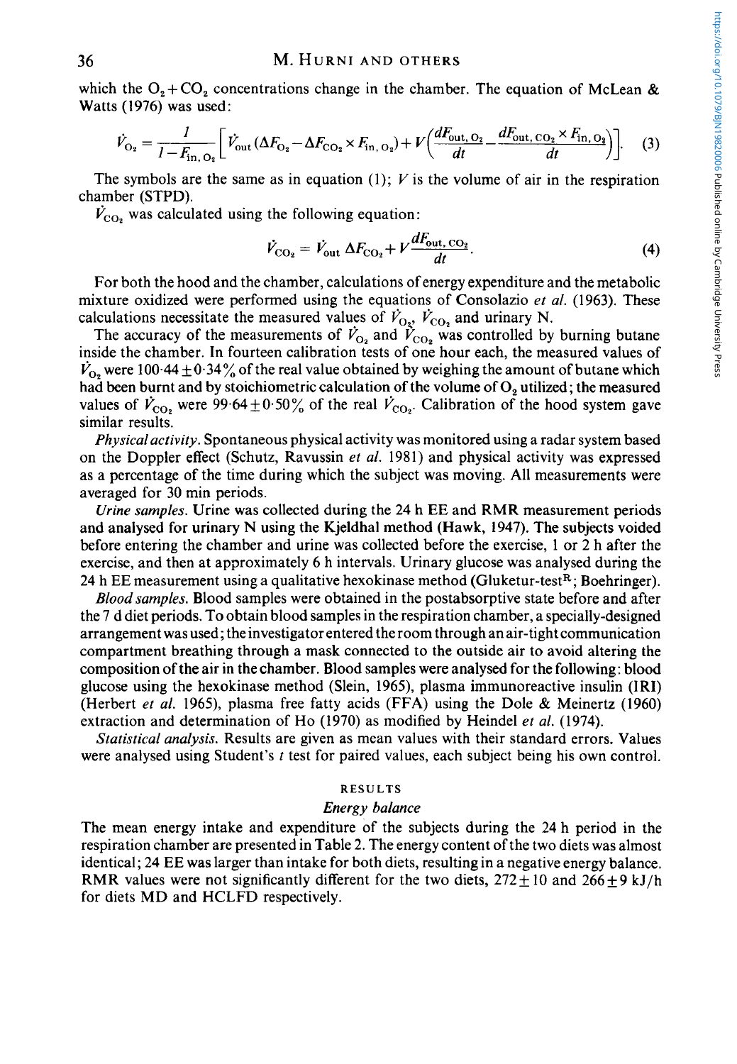which the $O_2 + CO_2$ concentrations change in the chamber. The equation of McLean & Watts (1976) was used:

$$\dot{V}_{O_2} = \frac{1}{1 - F_{in, O_2}} \left[ \dot{V}_{out} (\Delta F_{O_2} - \Delta F_{CO_2} \times F_{in, O_2}) + V \left( \frac{dF_{out, O_2}}{dt} - \frac{dF_{out, CO_2} \times F_{in, O_2}}{dt} \right) \right]. \quad (3)$$

The symbols are the same as in equation (1); $V$ is the volume of air in the respiration chamber (STPD).

$\dot{V}_{CO_2}$ was calculated using the following equation:

$$\dot{V}_{CO_2} = \dot{V}_{out} \Delta F_{CO_2} + V \frac{dF_{out, CO_2}}{dt}. \quad (4)$$

For both the hood and the chamber, calculations of energy expenditure and the metabolic mixture oxidized were performed using the equations of Consolazio *et al.* (1963). These calculations necessitate the measured values of $\dot{V}_{O_2}$, $\dot{V}_{CO_2}$ and urinary N.

The accuracy of the measurements of $\dot{V}_{O_2}$ and $\dot{V}_{CO_2}$ was controlled by burning butane inside the chamber. In fourteen calibration tests of one hour each, the measured values of $\dot{V}_{O_2}$ were $100 \cdot 44 \pm 0 \cdot 34\%$ of the real value obtained by weighing the amount of butane which had been burnt and by stoichiometric calculation of the volume of $O_2$ utilized; the measured values of $\dot{V}_{CO_2}$ were $99 \cdot 64 \pm 0 \cdot 50\%$ of the real $\dot{V}_{CO_2}$. Calibration of the hood system gave similar results.

*Physical activity.* Spontaneous physical activity was monitored using a radar system based on the Doppler effect (Schutz, Ravussin *et al.* 1981) and physical activity was expressed as a percentage of the time during which the subject was moving. All measurements were averaged for 30 min periods.

*Urine samples.* Urine was collected during the 24 h EE and RMR measurement periods and analysed for urinary N using the Kjeldhal method (Hawk, 1947). The subjects voided before entering the chamber and urine was collected before the exercise, 1 or 2 h after the exercise, and then at approximately 6 h intervals. Urinary glucose was analysed during the 24 h EE measurement using a qualitative hexokinase method (Gluketur-test[R]; Boehringer).

*Blood samples.* Blood samples were obtained in the postabsorptive state before and after the 7 d diet periods. To obtain blood samples in the respiration chamber, a specially-designed arrangement was used; the investigator entered the room through an air-tight communication compartment breathing through a mask connected to the outside air to avoid altering the composition of the air in the chamber. Blood samples were analysed for the following: blood glucose using the hexokinase method (Slein, 1965), plasma immunoreactive insulin (IRI) (Herbert *et al.* 1965), plasma free fatty acids (FFA) using the Dole & Meinertz (1960) extraction and determination of Ho (1970) as modified by Heindel *et al.* (1974).

*Statistical analysis.* Results are given as mean values with their standard errors. Values were analysed using Student's *t* test for paired values, each subject being his own control.

## RESULTS

### *Energy balance*

The mean energy intake and expenditure of the subjects during the 24 h period in the respiration chamber are presented in Table 2. The energy content of the two diets was almost identical; 24 EE was larger than intake for both diets, resulting in a negative energy balance. RMR values were not significantly different for the two diets, $272 \pm 10$ and $266 \pm 9$ kJ/h for diets MD and HCLFD respectively.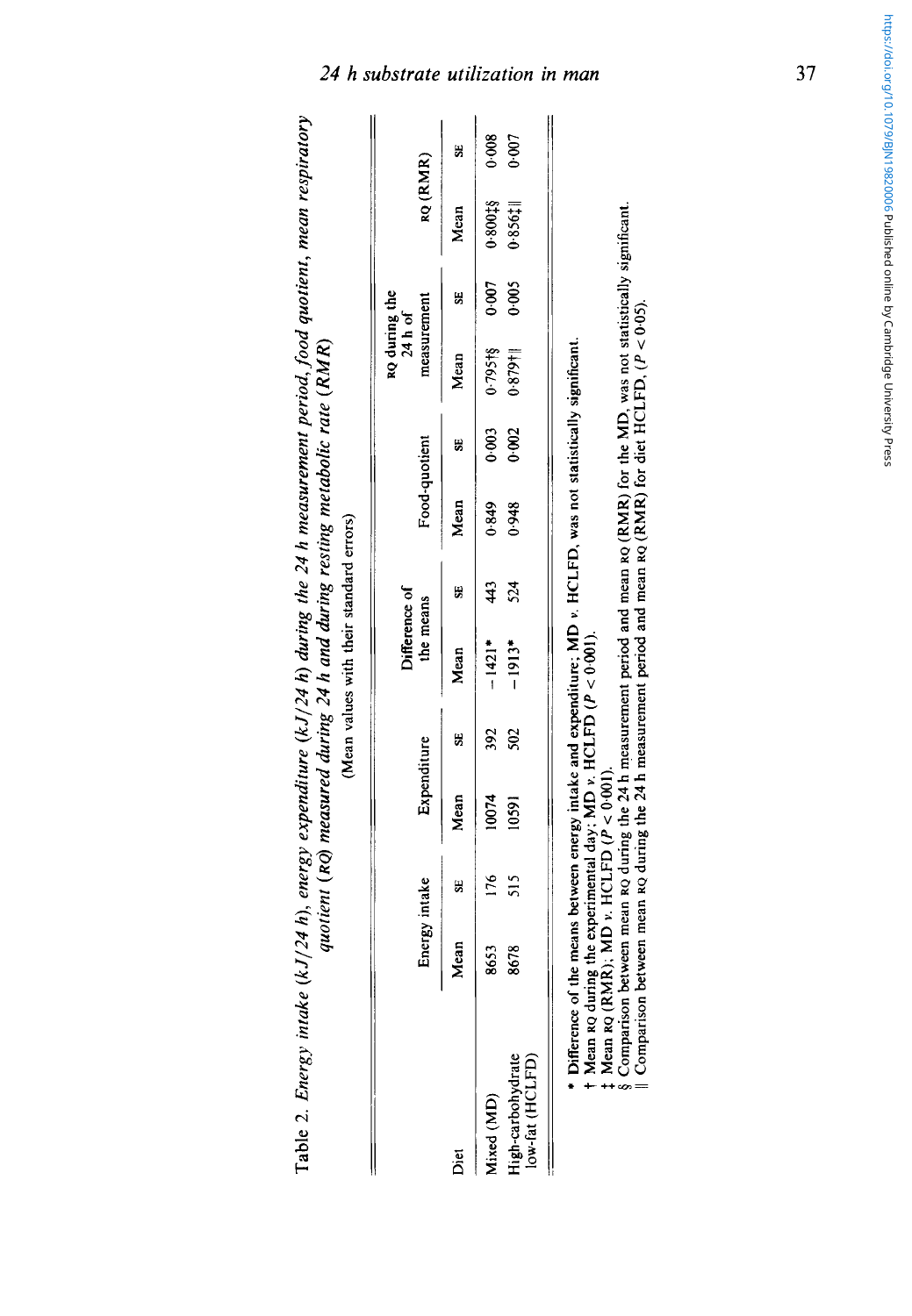Table 2. *Energy intake (kJ/24 h), energy expenditure (kJ/24 h) during the 24 h measurement period, food quotient, mean respiratory quotient (RQ) measured during 24 h and during resting metabolic rate (RMR)*

(Mean values with their standard errors)

| Diet | Energy intake | | Expenditure | | Difference of the means | | Food-quotient | | RQ during the 24 h of measurement | | RQ (RMR) | |
|---|---|---|---|---|---|---|---|---|---|---|---|---|
| | Mean | SE | Mean | SE | Mean | SE | Mean | SE | Mean | SE | Mean | SE |
| Mixed (MD) | 8653 | 176 | 10074 | 392 | −1421* | 443 | 0·849 | 0·003 | 0·795†§ | 0·007 | 0·800‡§ | 0·008 |
| High-carbohydrate low-fat (HCLFD) | 8678 | 515 | 10591 | 502 | −1913* | 524 | 0·948 | 0·002 | 0·879†‖ | 0·005 | 0·856‡‖ | 0·007 |

\* Difference of the means between energy intake and expenditure; MD *v*. HCLFD, was not statistically significant.
† Mean RQ during the experimental day; MD *v*. HCLFD ($P < 0·001$).
‡ Mean RQ (RMR); MD *v*. HCLFD ($P < 0·001$).
§ Comparison between mean RQ during the 24 h measurement period and mean RQ (RMR) for the MD, was not statistically significant.
‖ Comparison between mean RQ during the 24 h measurement period and mean RQ (RMR) for diet HCLFD, ($P < 0·05$).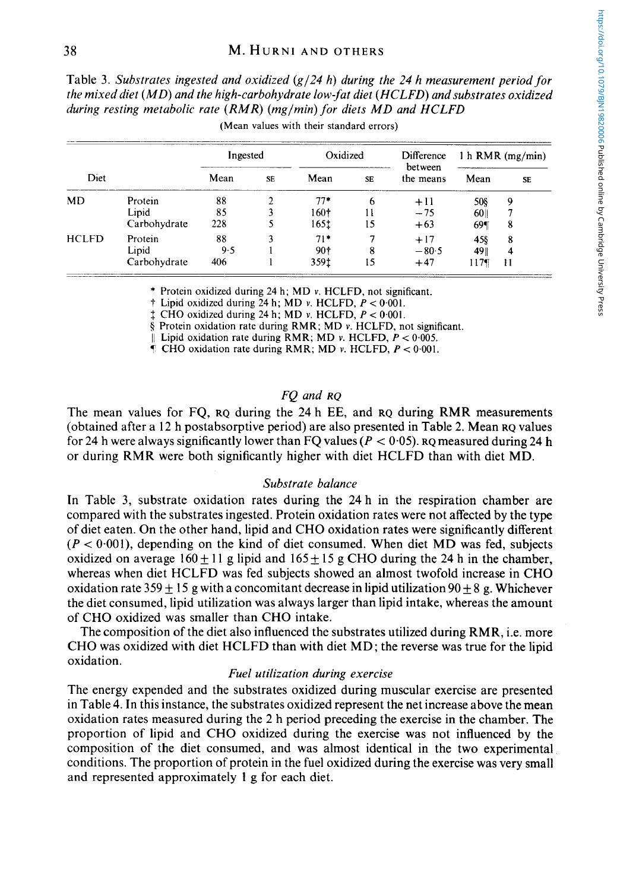Table 3. *Substrates ingested and oxidized (g/24 h) during the 24 h measurement period for the mixed diet (MD) and the high-carbohydrate low-fat diet (HCLFD) and substrates oxidized during resting metabolic rate (RMR) (mg/min) for diets MD and HCLFD*

(Mean values with their standard errors)

| Diet | | Ingested | | Oxidized | | Difference between the means | 1 h RMR (mg/min) | |
|---|---|---|---|---|---|---|---|---|
| | | Mean | SE | Mean | SE | | Mean | SE |
| MD | Protein | 88 | 2 | 77* | 6 | +11 | 50§ | 9 |
| | Lipid | 85 | 3 | 160† | 11 | −75 | 60‖ | 7 |
| | Carbohydrate | 228 | 5 | 165‡ | 15 | +63 | 69¶ | 8 |
| HCLFD | Protein | 88 | 3 | 71* | 7 | +17 | 45§ | 8 |
| | Lipid | 9·5 | 1 | 90† | 8 | −80·5 | 49‖ | 4 |
| | Carbohydrate | 406 | 1 | 359‡ | 15 | +47 | 117¶ | 11 |

\* Protein oxidized during 24 h; MD *v.* HCLFD, not significant.
† Lipid oxidized during 24 h; MD *v.* HCLFD, $P < 0{\cdot}001$.
‡ CHO oxidized during 24 h; MD *v.* HCLFD, $P < 0{\cdot}001$.
§ Protein oxidation rate during RMR; MD *v.* HCLFD, not significant.
‖ Lipid oxidation rate during RMR; MD *v.* HCLFD, $P < 0{\cdot}005$.
¶ CHO oxidation rate during RMR; MD *v.* HCLFD, $P < 0{\cdot}001$.

### *FQ and RQ*

The mean values for FQ, RQ during the 24 h EE, and RQ during RMR measurements (obtained after a 12 h postabsorptive period) are also presented in Table 2. Mean RQ values for 24 h were always significantly lower than FQ values ($P < 0{\cdot}05$). RQ measured during 24 h or during RMR were both significantly higher with diet HCLFD than with diet MD.

### *Substrate balance*

In Table 3, substrate oxidation rates during the 24 h in the respiration chamber are compared with the substrates ingested. Protein oxidation rates were not affected by the type of diet eaten. On the other hand, lipid and CHO oxidation rates were significantly different ($P < 0{\cdot}001$), depending on the kind of diet consumed. When diet MD was fed, subjects oxidized on average $160 \pm 11$ g lipid and $165 \pm 15$ g CHO during the 24 h in the chamber, whereas when diet HCLFD was fed subjects showed an almost twofold increase in CHO oxidation rate $359 \pm 15$ g with a concomitant decrease in lipid utilization $90 \pm 8$ g. Whichever the diet consumed, lipid utilization was always larger than lipid intake, whereas the amount of CHO oxidized was smaller than CHO intake.

The composition of the diet also influenced the substrates utilized during RMR, i.e. more CHO was oxidized with diet HCLFD than with diet MD; the reverse was true for the lipid oxidation.

### *Fuel utilization during exercise*

The energy expended and the substrates oxidized during muscular exercise are presented in Table 4. In this instance, the substrates oxidized represent the net increase above the mean oxidation rates measured during the 2 h period preceding the exercise in the chamber. The proportion of lipid and CHO oxidized during the exercise was not influenced by the composition of the diet consumed, and was almost identical in the two experimental conditions. The proportion of protein in the fuel oxidized during the exercise was very small and represented approximately 1 g for each diet.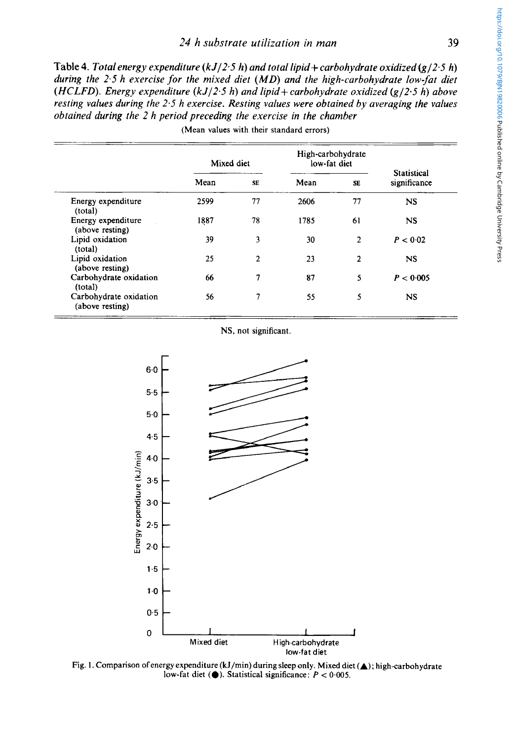Table 4. *Total energy expenditure (kJ/2·5 h) and total lipid + carbohydrate oxidized (g/2·5 h) during the 2·5 h exercise for the mixed diet (MD) and the high-carbohydrate low-fat diet (HCLFD). Energy expenditure (kJ/2·5 h) and lipid + carbohydrate oxidized (g/2·5 h) above resting values during the 2·5 h exercise. Resting values were obtained by averaging the values obtained during the 2 h period preceding the exercise in the chamber*

(Mean values with their standard errors)

| | Mixed diet | | High-carbohydrate low-fat diet | | Statistical significance |
|---|---|---|---|---|---|
| | Mean | SE | Mean | SE | |
| Energy expenditure (total) | 2599 | 77 | 2606 | 77 | NS |
| Energy expenditure (above resting) | 1887 | 78 | 1785 | 61 | NS |
| Lipid oxidation (total) | 39 | 3 | 30 | 2 | $P < 0.02$ |
| Lipid oxidation (above resting) | 25 | 2 | 23 | 2 | NS |
| Carbohydrate oxidation (total) | 66 | 7 | 87 | 5 | $P < 0.005$ |
| Carbohydrate oxidation (above resting) | 56 | 7 | 55 | 5 | NS |

NS, not significant.

Fig. 1. Comparison of energy expenditure (kJ/min) during sleep only. Mixed diet (▲); high-carbohydrate low-fat diet (●). Statistical significance: $P < 0.005$.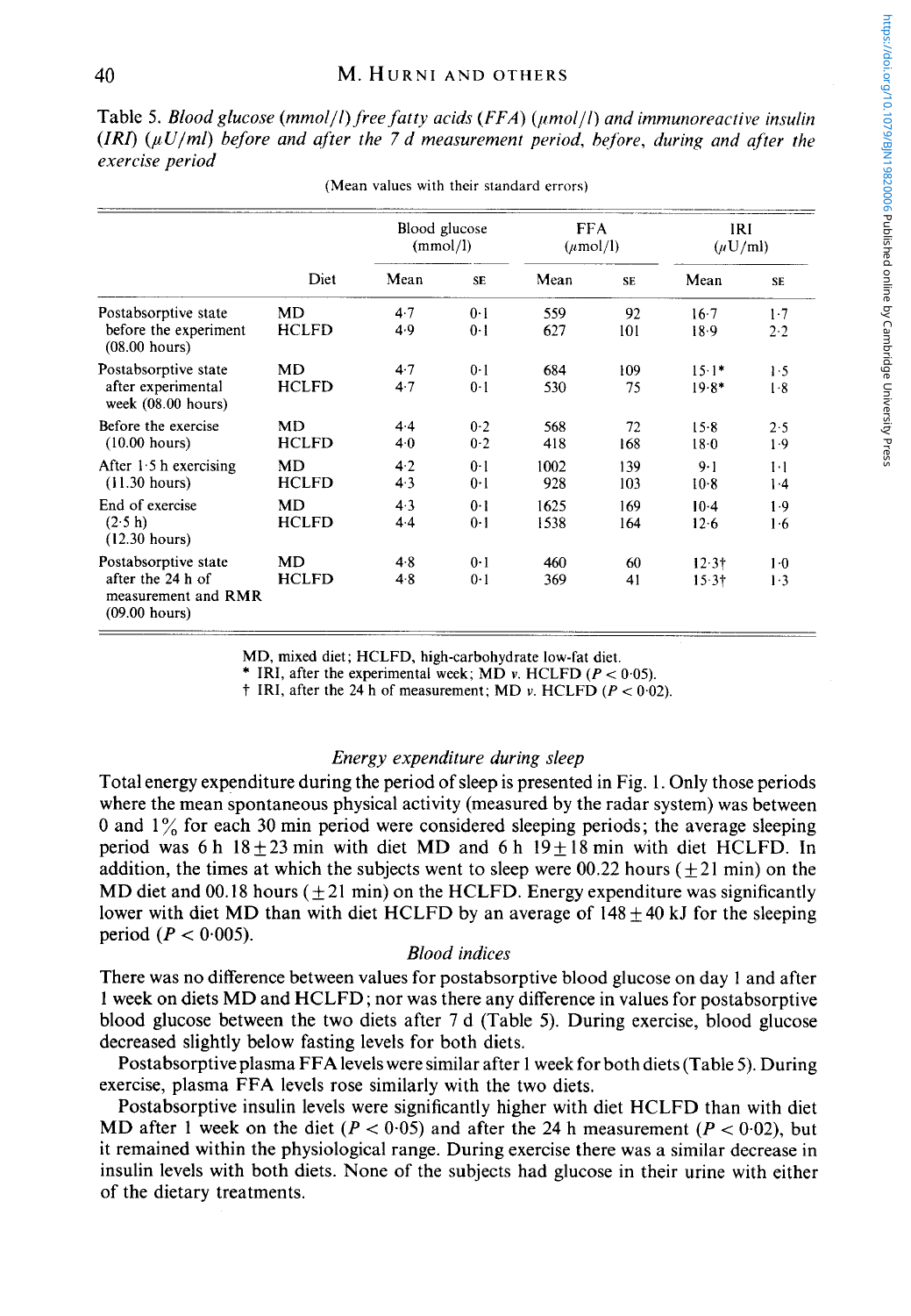Table 5. *Blood glucose (mmol/l) free fatty acids (FFA) (μmol/l) and immunoreactive insulin (IRI) (μU/ml) before and after the 7 d measurement period, before, during and after the exercise period*

(Mean values with their standard errors)

| | Diet | Blood glucose (mmol/l) | | FFA (μmol/l) | | IRI (μU/ml) | |
|---|---|---|---|---|---|---|---|
| | | Mean | SE | Mean | SE | Mean | SE |
| Postabsorptive state before the experiment (08.00 hours) | MD | 4·7 | 0·1 | 559 | 92 | 16·7 | 1·7 |
| | HCLFD | 4·9 | 0·1 | 627 | 101 | 18·9 | 2·2 |
| Postabsorptive state after experimental week (08.00 hours) | MD | 4·7 | 0·1 | 684 | 109 | 15·1* | 1·5 |
| | HCLFD | 4·7 | 0·1 | 530 | 75 | 19·8* | 1·8 |
| Before the exercise (10.00 hours) | MD | 4·4 | 0·2 | 568 | 72 | 15·8 | 2·5 |
| | HCLFD | 4·0 | 0·2 | 418 | 168 | 18·0 | 1·9 |
| After 1·5 h exercising (11.30 hours) | MD | 4·2 | 0·1 | 1002 | 139 | 9·1 | 1·1 |
| | HCLFD | 4·3 | 0·1 | 928 | 103 | 10·8 | 1·4 |
| End of exercise (2·5 h) (12.30 hours) | MD | 4·3 | 0·1 | 1625 | 169 | 10·4 | 1·9 |
| | HCLFD | 4·4 | 0·1 | 1538 | 164 | 12·6 | 1·6 |
| Postabsorptive state after the 24 h of measurement and RMR (09.00 hours) | MD | 4·8 | 0·1 | 460 | 60 | 12·3† | 1·0 |
| | HCLFD | 4·8 | 0·1 | 369 | 41 | 15·3† | 1·3 |

MD, mixed diet; HCLFD, high-carbohydrate low-fat diet.
\* IRI, after the experimental week; MD *v.* HCLFD ($P < 0·05$).
† IRI, after the 24 h of measurement; MD *v.* HCLFD ($P < 0·02$).

### *Energy expenditure during sleep*

Total energy expenditure during the period of sleep is presented in Fig. 1. Only those periods where the mean spontaneous physical activity (measured by the radar system) was between 0 and 1% for each 30 min period were considered sleeping periods; the average sleeping period was 6 h 18 ± 23 min with diet MD and 6 h 19 ± 18 min with diet HCLFD. In addition, the times at which the subjects went to sleep were 00.22 hours (± 21 min) on the MD diet and 00.18 hours (± 21 min) on the HCLFD. Energy expenditure was significantly lower with diet MD than with diet HCLFD by an average of 148 ± 40 kJ for the sleeping period ($P < 0·005$).

### *Blood indices*

There was no difference between values for postabsorptive blood glucose on day 1 and after 1 week on diets MD and HCLFD; nor was there any difference in values for postabsorptive blood glucose between the two diets after 7 d (Table 5). During exercise, blood glucose decreased slightly below fasting levels for both diets.

Postabsorptive plasma FFA levels were similar after 1 week for both diets (Table 5). During exercise, plasma FFA levels rose similarly with the two diets.

Postabsorptive insulin levels were significantly higher with diet HCLFD than with diet MD after 1 week on the diet ($P < 0·05$) and after the 24 h measurement ($P < 0·02$), but it remained within the physiological range. During exercise there was a similar decrease in insulin levels with both diets. None of the subjects had glucose in their urine with either of the dietary treatments.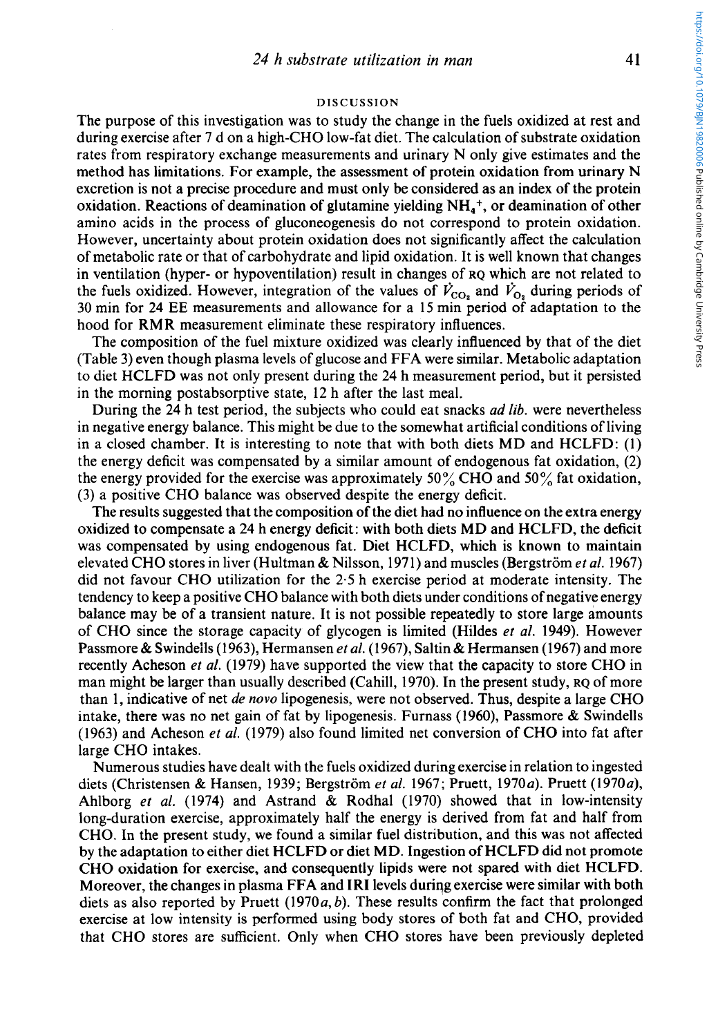## DISCUSSION

The purpose of this investigation was to study the change in the fuels oxidized at rest and during exercise after 7 d on a high-CHO low-fat diet. The calculation of substrate oxidation rates from respiratory exchange measurements and urinary N only give estimates and the method has limitations. For example, the assessment of protein oxidation from urinary N excretion is not a precise procedure and must only be considered as an index of the protein oxidation. Reactions of deamination of glutamine yielding $NH_4^+$, or deamination of other amino acids in the process of gluconeogenesis do not correspond to protein oxidation. However, uncertainty about protein oxidation does not significantly affect the calculation of metabolic rate or that of carbohydrate and lipid oxidation. It is well known that changes in ventilation (hyper- or hypoventilation) result in changes of RQ which are not related to the fuels oxidized. However, integration of the values of $\dot{V}_{CO_2}$ and $\dot{V}_{O_2}$ during periods of 30 min for 24 EE measurements and allowance for a 15 min period of adaptation to the hood for RMR measurement eliminate these respiratory influences.

The composition of the fuel mixture oxidized was clearly influenced by that of the diet (Table 3) even though plasma levels of glucose and FFA were similar. Metabolic adaptation to diet HCLFD was not only present during the 24 h measurement period, but it persisted in the morning postabsorptive state, 12 h after the last meal.

During the 24 h test period, the subjects who could eat snacks *ad lib.* were nevertheless in negative energy balance. This might be due to the somewhat artificial conditions of living in a closed chamber. It is interesting to note that with both diets MD and HCLFD: (1) the energy deficit was compensated by a similar amount of endogenous fat oxidation, (2) the energy provided for the exercise was approximately 50% CHO and 50% fat oxidation, (3) a positive CHO balance was observed despite the energy deficit.

The results suggested that the composition of the diet had no influence on the extra energy oxidized to compensate a 24 h energy deficit: with both diets MD and HCLFD, the deficit was compensated by using endogenous fat. Diet HCLFD, which is known to maintain elevated CHO stores in liver (Hultman & Nilsson, 1971) and muscles (Bergström *et al.* 1967) did not favour CHO utilization for the 2·5 h exercise period at moderate intensity. The tendency to keep a positive CHO balance with both diets under conditions of negative energy balance may be of a transient nature. It is not possible repeatedly to store large amounts of CHO since the storage capacity of glycogen is limited (Hildes *et al.* 1949). However Passmore & Swindells (1963), Hermansen *et al.* (1967), Saltin & Hermansen (1967) and more recently Acheson *et al.* (1979) have supported the view that the capacity to store CHO in man might be larger than usually described (Cahill, 1970). In the present study, RQ of more than 1, indicative of net *de novo* lipogenesis, were not observed. Thus, despite a large CHO intake, there was no net gain of fat by lipogenesis. Furnass (1960), Passmore & Swindells (1963) and Acheson *et al.* (1979) also found limited net conversion of CHO into fat after large CHO intakes.

Numerous studies have dealt with the fuels oxidized during exercise in relation to ingested diets (Christensen & Hansen, 1939; Bergström *et al.* 1967; Pruett, 1970*a*). Pruett (1970*a*), Ahlborg *et al.* (1974) and Astrand & Rodhal (1970) showed that in low-intensity long-duration exercise, approximately half the energy is derived from fat and half from CHO. In the present study, we found a similar fuel distribution, and this was not affected by the adaptation to either diet HCLFD or diet MD. Ingestion of HCLFD did not promote CHO oxidation for exercise, and consequently lipids were not spared with diet HCLFD. Moreover, the changes in plasma FFA and IRI levels during exercise were similar with both diets as also reported by Pruett (1970*a*, *b*). These results confirm the fact that prolonged exercise at low intensity is performed using body stores of both fat and CHO, provided that CHO stores are sufficient. Only when CHO stores have been previously depleted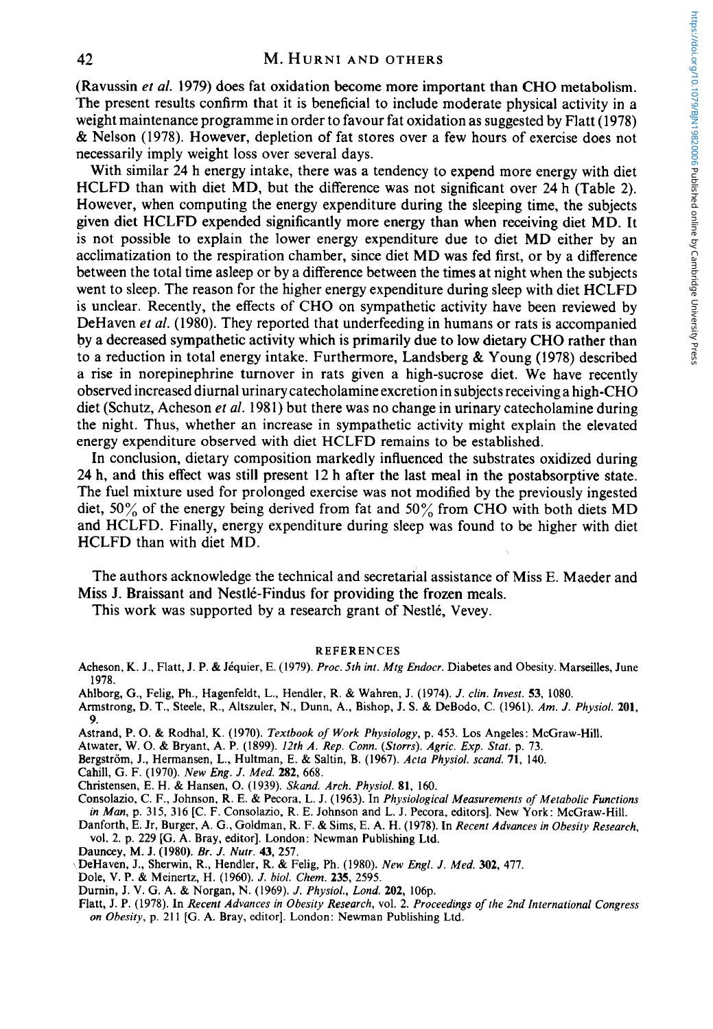(Ravussin *et al.* 1979) does fat oxidation become more important than CHO metabolism. The present results confirm that it is beneficial to include moderate physical activity in a weight maintenance programme in order to favour fat oxidation as suggested by Flatt (1978) & Nelson (1978). However, depletion of fat stores over a few hours of exercise does not necessarily imply weight loss over several days.

With similar 24 h energy intake, there was a tendency to expend more energy with diet HCLFD than with diet MD, but the difference was not significant over 24 h (Table 2). However, when computing the energy expenditure during the sleeping time, the subjects given diet HCLFD expended significantly more energy than when receiving diet MD. It is not possible to explain the lower energy expenditure due to diet MD either by an acclimatization to the respiration chamber, since diet MD was fed first, or by a difference between the total time asleep or by a difference between the times at night when the subjects went to sleep. The reason for the higher energy expenditure during sleep with diet HCLFD is unclear. Recently, the effects of CHO on sympathetic activity have been reviewed by DeHaven *et al.* (1980). They reported that underfeeding in humans or rats is accompanied by a decreased sympathetic activity which is primarily due to low dietary CHO rather than to a reduction in total energy intake. Furthermore, Landsberg & Young (1978) described a rise in norepinephrine turnover in rats given a high-sucrose diet. We have recently observed increased diurnal urinary catecholamine excretion in subjects receiving a high-CHO diet (Schutz, Acheson *et al.* 1981) but there was no change in urinary catecholamine during the night. Thus, whether an increase in sympathetic activity might explain the elevated energy expenditure observed with diet HCLFD remains to be established.

In conclusion, dietary composition markedly influenced the substrates oxidized during 24 h, and this effect was still present 12 h after the last meal in the postabsorptive state. The fuel mixture used for prolonged exercise was not modified by the previously ingested diet, 50% of the energy being derived from fat and 50% from CHO with both diets MD and HCLFD. Finally, energy expenditure during sleep was found to be higher with diet HCLFD than with diet MD.

The authors acknowledge the technical and secretarial assistance of Miss E. Maeder and Miss J. Braissant and Nestlé-Findus for providing the frozen meals.

This work was supported by a research grant of Nestlé, Vevey.

## REFERENCES

Acheson, K. J., Flatt, J. P. & Jéquier, E. (1979). *Proc. 5th int. Mtg Endocr.* Diabetes and Obesity. Marseilles, June 1978.

Ahlborg, G., Felig, Ph., Hagenfeldt, L., Hendler, R. & Wahren, J. (1974). *J. clin. Invest.* **53**, 1080.

Armstrong, D. T., Steele, R., Altszuler, N., Dunn, A., Bishop, J. S. & DeBodo, C. (1961). *Am. J. Physiol.* **201**, 9.

Astrand, P. O. & Rodhal, K. (1970). *Textbook of Work Physiology*, p. 453. Los Angeles: McGraw-Hill.

Atwater, W. O. & Bryant, A. P. (1899). *12th A. Rep. Conn. (Storrs). Agric. Exp. Stat.* p. 73.

Bergström, J., Hermansen, L., Hultman, E. & Saltin, B. (1967). *Acta Physiol. scand.* **71**, 140.

Cahill, G. F. (1970). *New Eng. J. Med.* **282**, 668.

Christensen, E. H. & Hansen, O. (1939). *Skand. Arch. Physiol.* **81**, 160.

Consolazio, C. F., Johnson, R. E. & Pecora, L. J. (1963). In *Physiological Measurements of Metabolic Functions in Man*, p. 315, 316 [C. F. Consolazio, R. E. Johnson and L. J. Pecora, editors]. New York: McGraw-Hill.

Danforth, E. Jr, Burger, A. G., Goldman, R. F. & Sims, E. A. H. (1978). In *Recent Advances in Obesity Research*, vol. 2. p. 229 [G. A. Bray, editor]. London: Newman Publishing Ltd.

Dauncey, M. J. (1980). *Br. J. Nutr.* **43**, 257.

DeHaven, J., Sherwin, R., Hendler, R. & Felig, Ph. (1980). *New Engl. J. Med.* **302**, 477.

Dole, V. P. & Meinertz, H. (1960). *J. biol. Chem.* **235**, 2595.

Durnin, J. V. G. A. & Norgan, N. (1969). *J. Physiol., Lond.* **202**, 106p.

Flatt, J. P. (1978). In *Recent Advances in Obesity Research*, vol. 2. *Proceedings of the 2nd International Congress on Obesity*, p. 211 [G. A. Bray, editor]. London: Newman Publishing Ltd.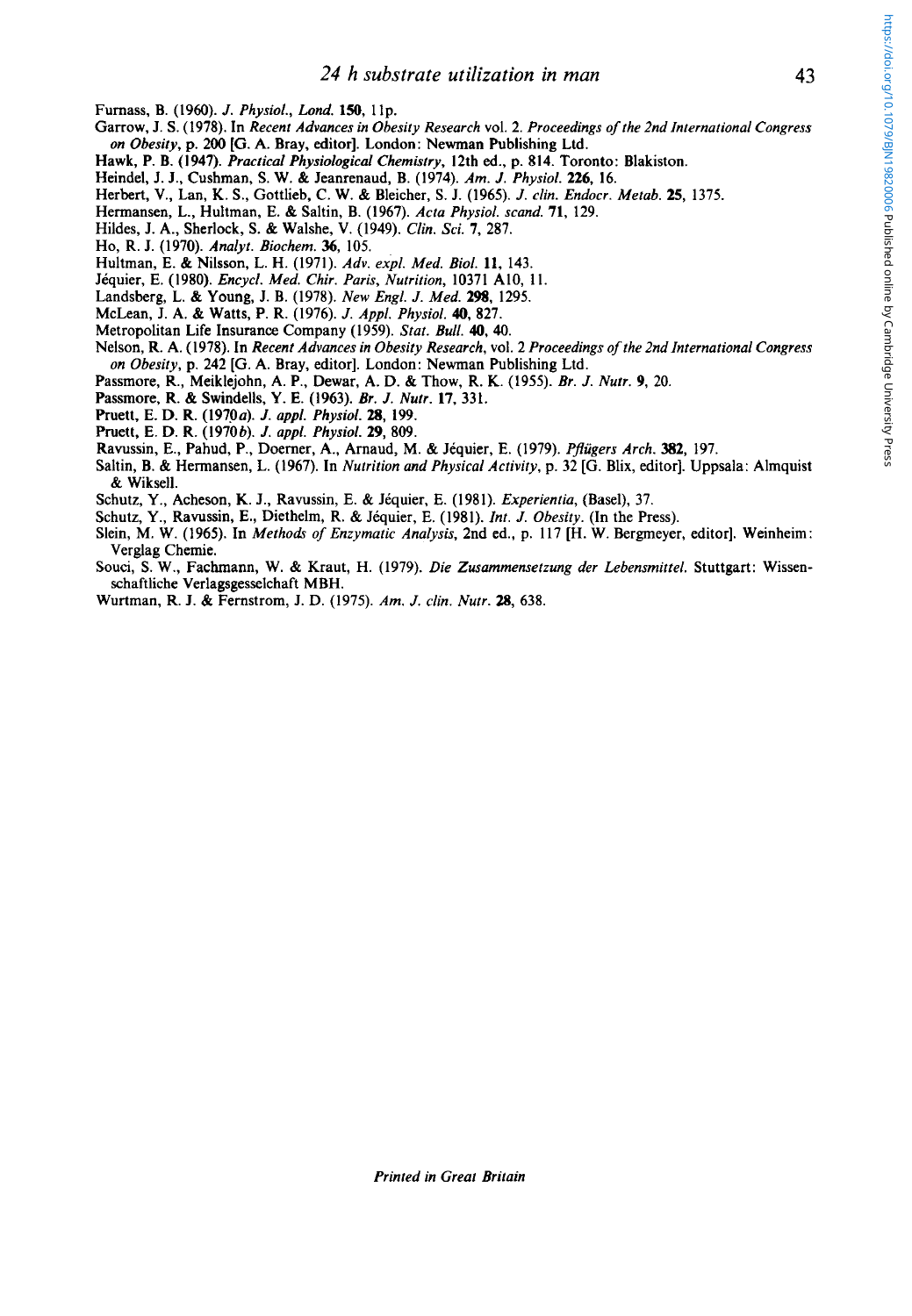Furnass, B. (1960). *J. Physiol., Lond.* **150**, 11p.

Garrow, J. S. (1978). In *Recent Advances in Obesity Research* vol. 2. *Proceedings of the 2nd International Congress on Obesity*, p. 200 [G. A. Bray, editor]. London: Newman Publishing Ltd.

Hawk, P. B. (1947). *Practical Physiological Chemistry*, 12th ed., p. 814. Toronto: Blakiston.

Heindel, J. J., Cushman, S. W. & Jeanrenaud, B. (1974). *Am. J. Physiol.* **226**, 16.

Herbert, V., Lan, K. S., Gottlieb, C. W. & Bleicher, S. J. (1965). *J. clin. Endocr. Metab.* **25**, 1375.

Hermansen, L., Hultman, E. & Saltin, B. (1967). *Acta Physiol. scand.* **71**, 129.

Hildes, J. A., Sherlock, S. & Walshe, V. (1949). *Clin. Sci.* **7**, 287.

Ho, R. J. (1970). *Analyt. Biochem.* **36**, 105.

Hultman, E. & Nilsson, L. H. (1971). *Adv. expl. Med. Biol.* **11**, 143.

Jéquier, E. (1980). *Encycl. Med. Chir. Paris, Nutrition*, 10371 A10, 11.

Landsberg, L. & Young, J. B. (1978). *New Engl. J. Med.* **298**, 1295.

McLean, J. A. & Watts, P. R. (1976). *J. Appl. Physiol.* **40**, 827.

Metropolitan Life Insurance Company (1959). *Stat. Bull.* **40**, 40.

Nelson, R. A. (1978). In *Recent Advances in Obesity Research*, vol. 2 *Proceedings of the 2nd International Congress on Obesity*, p. 242 [G. A. Bray, editor]. London: Newman Publishing Ltd.

Passmore, R., Meiklejohn, A. P., Dewar, A. D. & Thow, R. K. (1955). *Br. J. Nutr.* **9**, 20.

Passmore, R. & Swindells, Y. E. (1963). *Br. J. Nutr.* **17**, 331.

Pruett, E. D. R. (1970*a*). *J. appl. Physiol.* **28**, 199.

Pruett, E. D. R. (1970*b*). *J. appl. Physiol.* **29**, 809.

Ravussin, E., Pahud, P., Doerner, A., Arnaud, M. & Jéquier, E. (1979). *Pflügers Arch.* **382**, 197.

Saltin, B. & Hermansen, L. (1967). In *Nutrition and Physical Activity*, p. 32 [G. Blix, editor]. Uppsala: Almquist & Wiksell.

Schutz, Y., Acheson, K. J., Ravussin, E. & Jéquier, E. (1981). *Experientia*, (Basel), 37.

Schutz, Y., Ravussin, E., Diethelm, R. & Jéquier, E. (1981). *Int. J. Obesity*. (In the Press).

Slein, M. W. (1965). In *Methods of Enzymatic Analysis*, 2nd ed., p. 117 [H. W. Bergmeyer, editor]. Weinheim: Verglag Chemie.

Souci, S. W., Fachmann, W. & Kraut, H. (1979). *Die Zusammensetzung der Lebensmittel*. Stuttgart: Wissenschaftliche Verlagsgesselchaft MBH.

Wurtman, R. J. & Fernstrom, J. D. (1975). *Am. J. clin. Nutr.* **28**, 638.

*Printed in Great Britain*